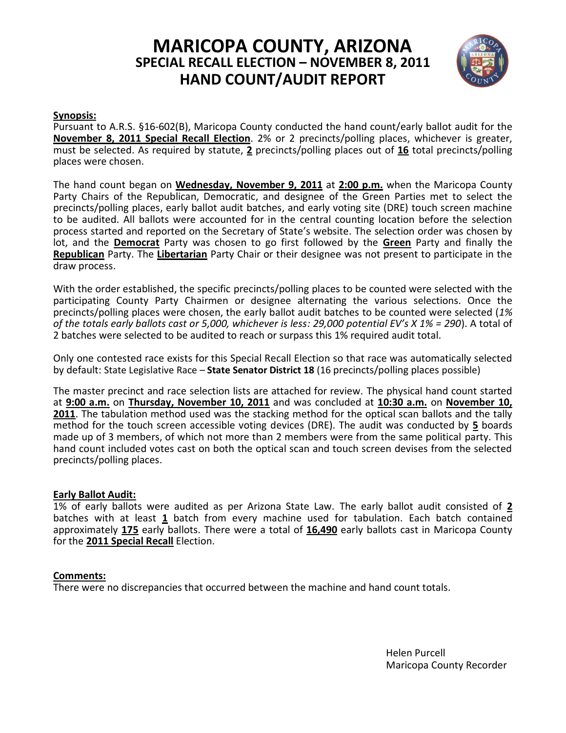# MARICOPA COUNTY, ARIZONA
## SPECIAL RECALL ELECTION – NOVEMBER 8, 2011
## HAND COUNT/AUDIT REPORT

**Synopsis:**

Pursuant to A.R.S. §16-602(B), Maricopa County conducted the hand count/early ballot audit for the **November 8, 2011 Special Recall Election**. 2% or 2 precincts/polling places, whichever is greater, must be selected. As required by statute, **2** precincts/polling places out of **16** total precincts/polling places were chosen.

The hand count began on **Wednesday, November 9, 2011** at **2:00 p.m.** when the Maricopa County Party Chairs of the Republican, Democratic, and designee of the Green Parties met to select the precincts/polling places, early ballot audit batches, and early voting site (DRE) touch screen machine to be audited. All ballots were accounted for in the central counting location before the selection process started and reported on the Secretary of State's website. The selection order was chosen by lot, and the **Democrat** Party was chosen to go first followed by the **Green** Party and finally the **Republican** Party. The **Libertarian** Party Chair or their designee was not present to participate in the draw process.

With the order established, the specific precincts/polling places to be counted were selected with the participating County Party Chairmen or designee alternating the various selections. Once the precincts/polling places were chosen, the early ballot audit batches to be counted were selected (*1% of the totals early ballots cast or 5,000, whichever is less: 29,000 potential EV's X 1% = 290*). A total of 2 batches were selected to be audited to reach or surpass this 1% required audit total.

Only one contested race exists for this Special Recall Election so that race was automatically selected by default: State Legislative Race – **State Senator District 18** (16 precincts/polling places possible)

The master precinct and race selection lists are attached for review. The physical hand count started at **9:00 a.m.** on **Thursday, November 10, 2011** and was concluded at **10:30 a.m.** on **November 10, 2011**. The tabulation method used was the stacking method for the optical scan ballots and the tally method for the touch screen accessible voting devices (DRE). The audit was conducted by **5** boards made up of 3 members, of which not more than 2 members were from the same political party. This hand count included votes cast on both the optical scan and touch screen devises from the selected precincts/polling places.

**Early Ballot Audit:**

1% of early ballots were audited as per Arizona State Law. The early ballot audit consisted of **2** batches with at least **1** batch from every machine used for tabulation. Each batch contained approximately **175** early ballots. There were a total of **16,490** early ballots cast in Maricopa County for the **2011 Special Recall** Election.

**Comments:**

There were no discrepancies that occurred between the machine and hand count totals.

Helen Purcell
Maricopa County Recorder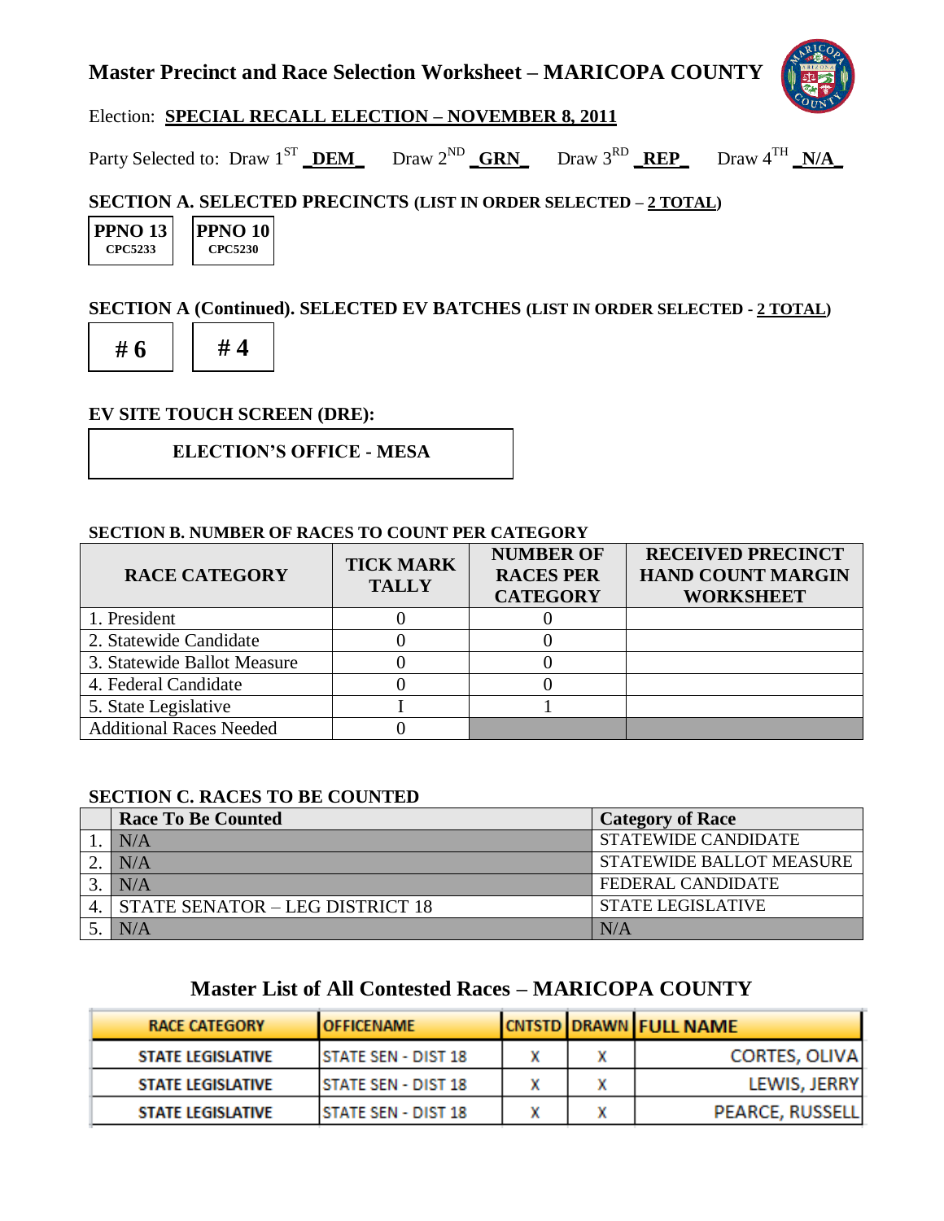# Master Precinct and Race Selection Worksheet – MARICOPA COUNTY

Election: **SPECIAL RECALL ELECTION – NOVEMBER 8, 2011**

Party Selected to: Draw 1ST **DEM** Draw 2ND **GRN** Draw 3RD **REP** Draw 4TH **N/A**

## SECTION A. SELECTED PRECINCTS (LIST IN ORDER SELECTED – 2 TOTAL)

| PPNO 13 CPC5233 | PPNO 10 CPC5230 |
|---|---|

## SECTION A (Continued). SELECTED EV BATCHES (LIST IN ORDER SELECTED - 2 TOTAL)

| # 6 | # 4 |
|---|---|

## EV SITE TOUCH SCREEN (DRE):

**ELECTION'S OFFICE - MESA**

### SECTION B. NUMBER OF RACES TO COUNT PER CATEGORY

| RACE CATEGORY | TICK MARK TALLY | NUMBER OF RACES PER CATEGORY | RECEIVED PRECINCT HAND COUNT MARGIN WORKSHEET |
|---|---|---|---|
| 1. President | 0 | 0 | |
| 2. Statewide Candidate | 0 | 0 | |
| 3. Statewide Ballot Measure | 0 | 0 | |
| 4. Federal Candidate | 0 | 0 | |
| 5. State Legislative | I | 1 | |
| Additional Races Needed | 0 | | |

### SECTION C. RACES TO BE COUNTED

| | Race To Be Counted | Category of Race |
|---|---|---|
| 1. | N/A | STATEWIDE CANDIDATE |
| 2. | N/A | STATEWIDE BALLOT MEASURE |
| 3. | N/A | FEDERAL CANDIDATE |
| 4. | STATE SENATOR – LEG DISTRICT 18 | STATE LEGISLATIVE |
| 5. | N/A | N/A |

## Master List of All Contested Races – MARICOPA COUNTY

| RACE CATEGORY | OFFICENAME | CNTSTD | DRAWN | FULL NAME |
|---|---|---|---|---|
| STATE LEGISLATIVE | STATE SEN - DIST 18 | X | X | CORTES, OLIVA |
| STATE LEGISLATIVE | STATE SEN - DIST 18 | X | X | LEWIS, JERRY |
| STATE LEGISLATIVE | STATE SEN - DIST 18 | X | X | PEARCE, RUSSELL |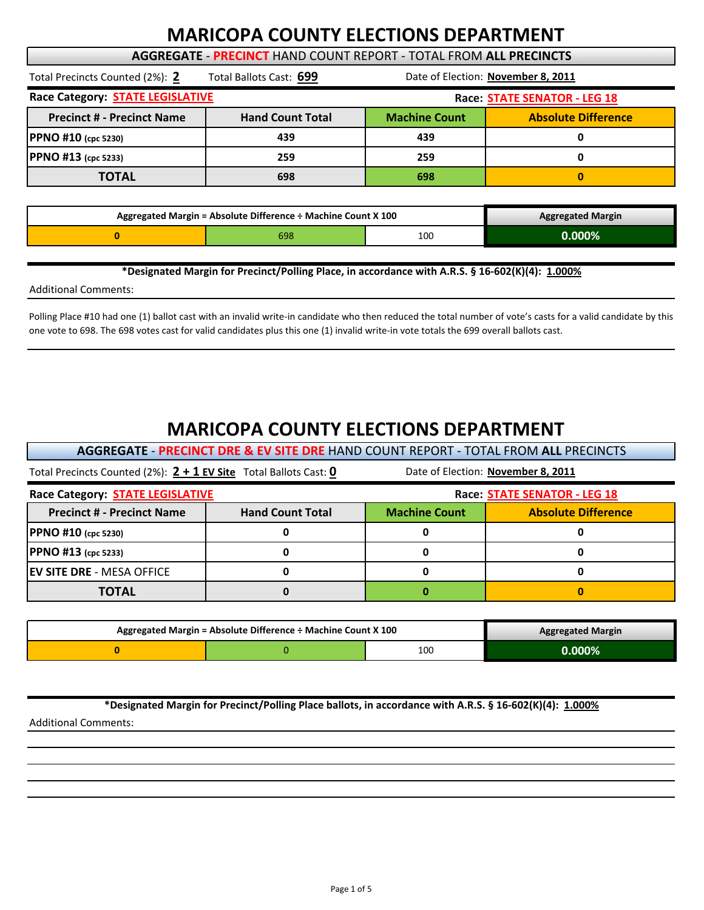# MARICOPA COUNTY ELECTIONS DEPARTMENT

## AGGREGATE - PRECINCT HAND COUNT REPORT - TOTAL FROM ALL PRECINCTS

Total Precincts Counted (2%): **2** Total Ballots Cast: **699** Date of Election: **November 8, 2011**

**Race Category: STATE LEGISLATIVE** **Race: STATE SENATOR - LEG 18**

| Precinct # - Precinct Name | Hand Count Total | Machine Count | Absolute Difference |
|---|---|---|---|
| **PPNO #10** (cpc 5230) | 439 | 439 | 0 |
| **PPNO #13** (cpc 5233) | 259 | 259 | 0 |
| **TOTAL** | 698 | 698 | 0 |

| Aggregated Margin = Absolute Difference ÷ Machine Count X 100 | | | Aggregated Margin |
|---|---|---|---|
| 0 | 698 | 100 | 0.000% |

**\*Designated Margin for Precinct/Polling Place, in accordance with A.R.S. § 16-602(K)(4): 1.000%**

Additional Comments:

Polling Place #10 had one (1) ballot cast with an invalid write-in candidate who then reduced the total number of vote's casts for a valid candidate by this one vote to 698. The 698 votes cast for valid candidates plus this one (1) invalid write-in vote totals the 699 overall ballots cast.

# MARICOPA COUNTY ELECTIONS DEPARTMENT

## AGGREGATE - PRECINCT DRE & EV SITE DRE HAND COUNT REPORT - TOTAL FROM ALL PRECINCTS

Total Precincts Counted (2%): **2 + 1 EV Site** Total Ballots Cast: **0** Date of Election: **November 8, 2011**

**Race Category: STATE LEGISLATIVE** **Race: STATE SENATOR - LEG 18**

| Precinct # - Precinct Name | Hand Count Total | Machine Count | Absolute Difference |
|---|---|---|---|
| **PPNO #10** (cpc 5230) | 0 | 0 | 0 |
| **PPNO #13** (cpc 5233) | 0 | 0 | 0 |
| **EV SITE DRE** - MESA OFFICE | 0 | 0 | 0 |
| **TOTAL** | 0 | 0 | 0 |

| Aggregated Margin = Absolute Difference ÷ Machine Count X 100 | | | Aggregated Margin |
|---|---|---|---|
| 0 | 0 | 100 | 0.000% |

**\*Designated Margin for Precinct/Polling Place ballots, in accordance with A.R.S. § 16-602(K)(4): 1.000%**

Additional Comments: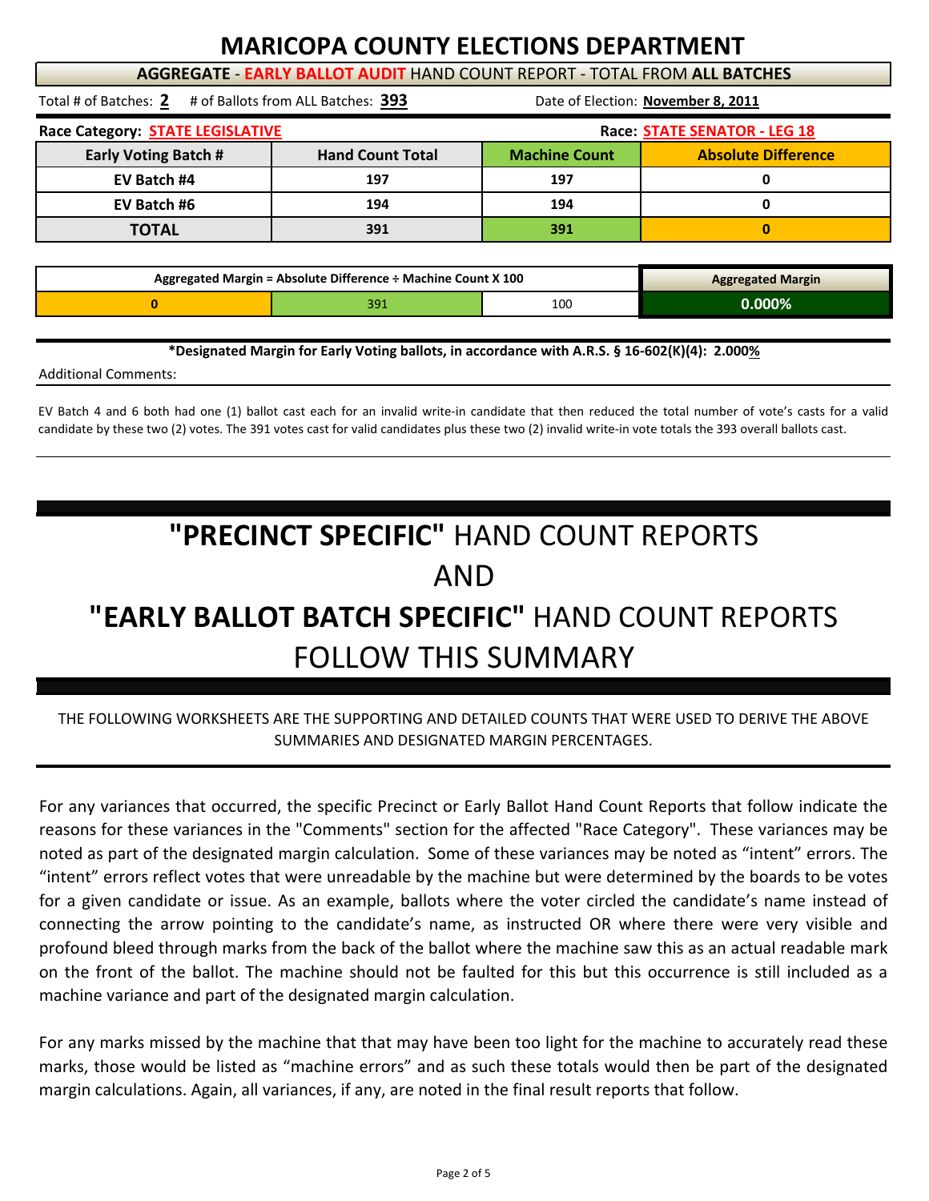# MARICOPA COUNTY ELECTIONS DEPARTMENT

**AGGREGATE - EARLY BALLOT AUDIT HAND COUNT REPORT - TOTAL FROM ALL BATCHES**

Total # of Batches: **2** # of Ballots from ALL Batches: **393** Date of Election: **November 8, 2011**

**Race Category: STATE LEGISLATIVE** **Race: STATE SENATOR - LEG 18**

| Early Voting Batch # | Hand Count Total | Machine Count | Absolute Difference |
|---|---|---|---|
| EV Batch #4 | 197 | 197 | 0 |
| EV Batch #6 | 194 | 194 | 0 |
| **TOTAL** | 391 | 391 | 0 |

| Aggregated Margin = Absolute Difference ÷ Machine Count X 100 | | | Aggregated Margin |
|---|---|---|---|
| 0 | 391 | 100 | 0.000% |

**\*Designated Margin for Early Voting ballots, in accordance with A.R.S. § 16-602(K)(4): 2.000%**

Additional Comments:

EV Batch 4 and 6 both had one (1) ballot cast each for an invalid write-in candidate that then reduced the total number of vote's casts for a valid candidate by these two (2) votes. The 391 votes cast for valid candidates plus these two (2) invalid write-in vote totals the 393 overall ballots cast.

## "PRECINCT SPECIFIC" HAND COUNT REPORTS AND "EARLY BALLOT BATCH SPECIFIC" HAND COUNT REPORTS FOLLOW THIS SUMMARY

THE FOLLOWING WORKSHEETS ARE THE SUPPORTING AND DETAILED COUNTS THAT WERE USED TO DERIVE THE ABOVE SUMMARIES AND DESIGNATED MARGIN PERCENTAGES.

For any variances that occurred, the specific Precinct or Early Ballot Hand Count Reports that follow indicate the reasons for these variances in the "Comments" section for the affected "Race Category". These variances may be noted as part of the designated margin calculation. Some of these variances may be noted as "intent" errors. The "intent" errors reflect votes that were unreadable by the machine but were determined by the boards to be votes for a given candidate or issue. As an example, ballots where the voter circled the candidate's name instead of connecting the arrow pointing to the candidate's name, as instructed OR where there were very visible and profound bleed through marks from the back of the ballot where the machine saw this as an actual readable mark on the front of the ballot. The machine should not be faulted for this but this occurrence is still included as a machine variance and part of the designated margin calculation.

For any marks missed by the machine that that may have been too light for the machine to accurately read these marks, those would be listed as "machine errors" and as such these totals would then be part of the designated margin calculations. Again, all variances, if any, are noted in the final result reports that follow.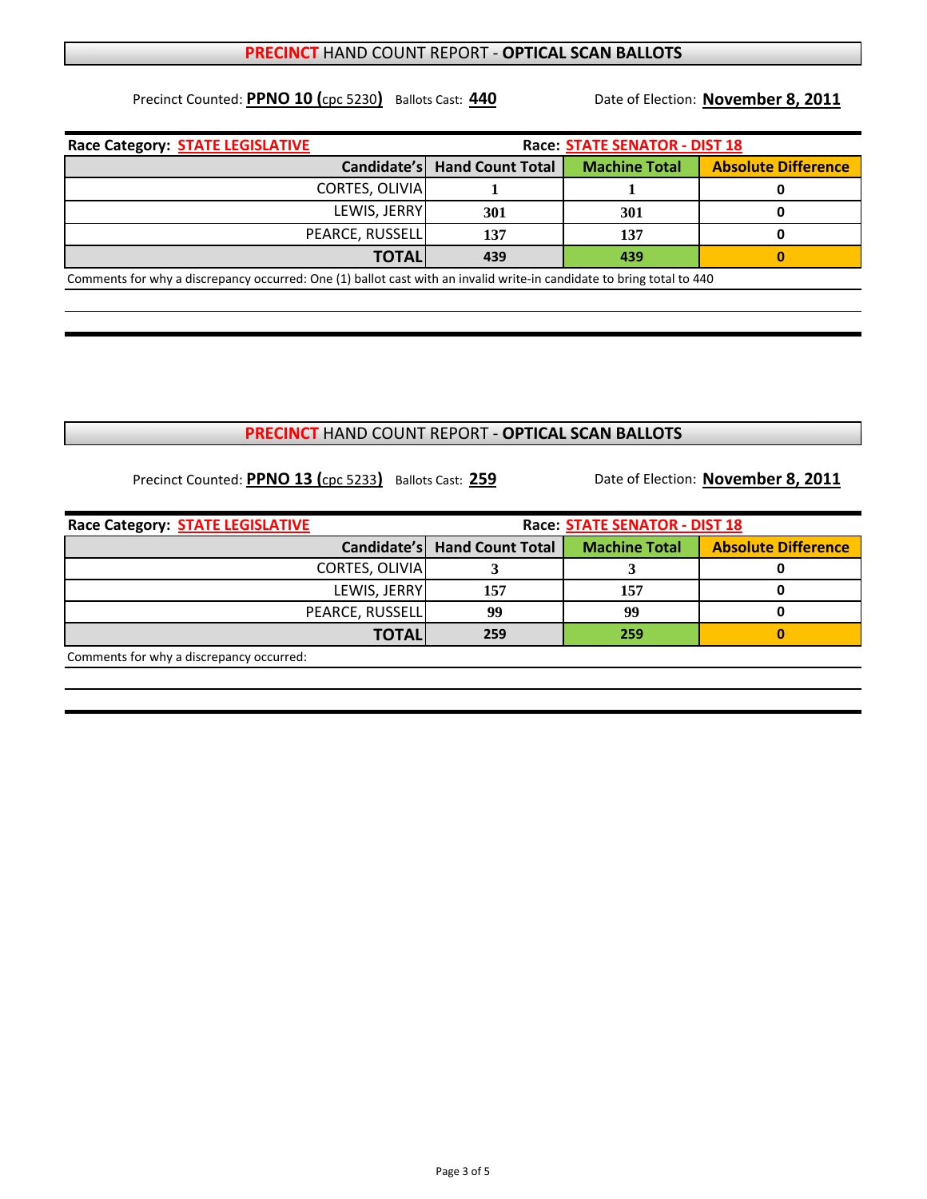## PRECINCT HAND COUNT REPORT - OPTICAL SCAN BALLOTS

Precinct Counted: **PPNO 10 (**cpc 5230**)** Ballots Cast: **440** Date of Election: **November 8, 2011**

**Race Category: STATE LEGISLATIVE** **Race: STATE SENATOR - DIST 18**

| Candidate's | Hand Count Total | Machine Total | Absolute Difference |
|---|---|---|---|
| CORTES, OLIVIA | 1 | 1 | 0 |
| LEWIS, JERRY | 301 | 301 | 0 |
| PEARCE, RUSSELL | 137 | 137 | 0 |
| **TOTAL** | 439 | 439 | 0 |

Comments for why a discrepancy occurred: One (1) ballot cast with an invalid write-in candidate to bring total to 440

## PRECINCT HAND COUNT REPORT - OPTICAL SCAN BALLOTS

Precinct Counted: **PPNO 13 (**cpc 5233**)** Ballots Cast: **259** Date of Election: **November 8, 2011**

**Race Category: STATE LEGISLATIVE** **Race: STATE SENATOR - DIST 18**

| Candidate's | Hand Count Total | Machine Total | Absolute Difference |
|---|---|---|---|
| CORTES, OLIVIA | 3 | 3 | 0 |
| LEWIS, JERRY | 157 | 157 | 0 |
| PEARCE, RUSSELL | 99 | 99 | 0 |
| **TOTAL** | 259 | 259 | 0 |

Comments for why a discrepancy occurred: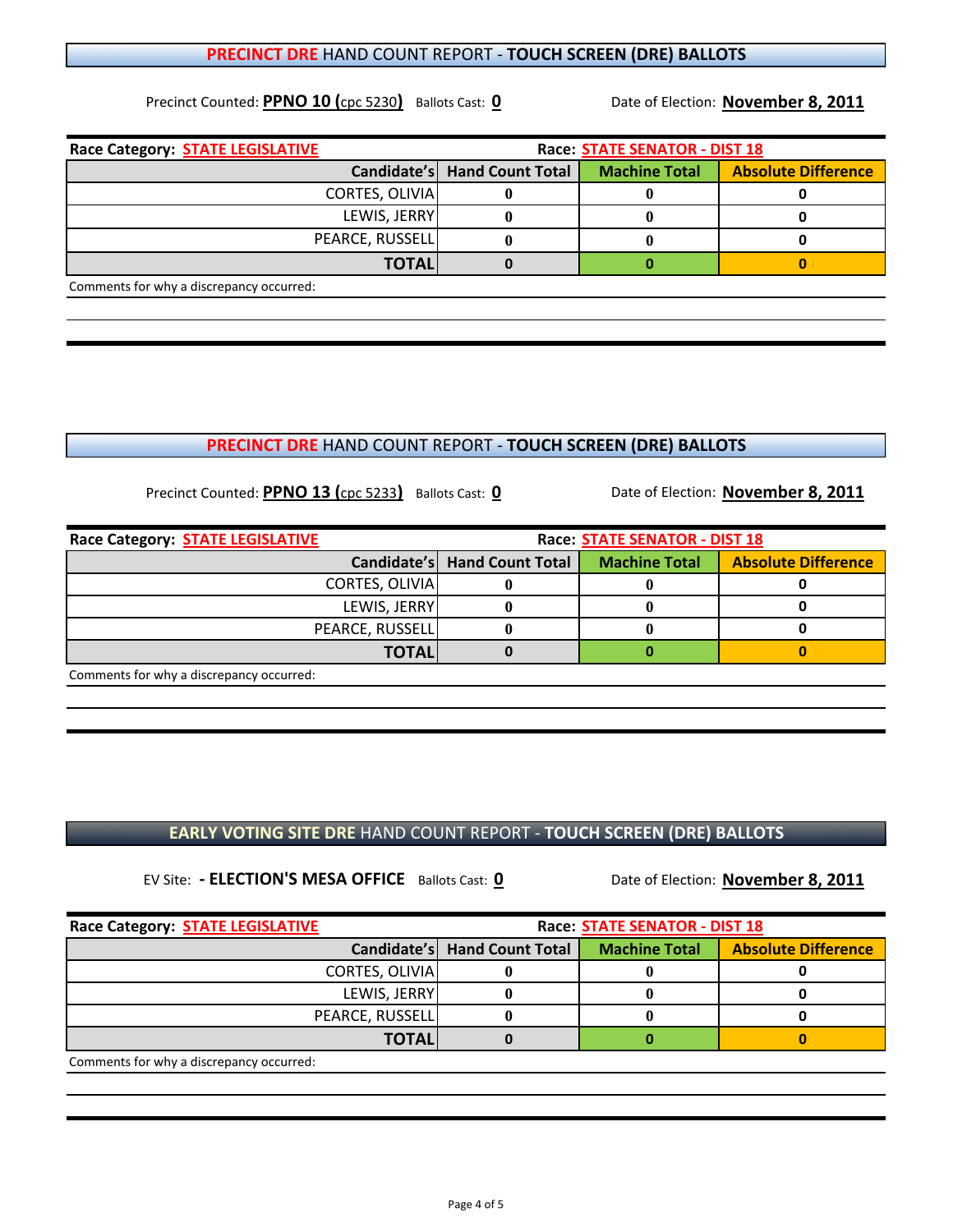## PRECINCT DRE HAND COUNT REPORT - TOUCH SCREEN (DRE) BALLOTS

Precinct Counted: **PPNO 10 (cpc 5230)** Ballots Cast: **0** Date of Election: **November 8, 2011**

**Race Category: STATE LEGISLATIVE** **Race: STATE SENATOR - DIST 18**

| Candidate's | Hand Count Total | Machine Total | Absolute Difference |
|---|---|---|---|
| CORTES, OLIVIA | 0 | 0 | 0 |
| LEWIS, JERRY | 0 | 0 | 0 |
| PEARCE, RUSSELL | 0 | 0 | 0 |
| **TOTAL** | 0 | 0 | 0 |

Comments for why a discrepancy occurred:

## PRECINCT DRE HAND COUNT REPORT - TOUCH SCREEN (DRE) BALLOTS

Precinct Counted: **PPNO 13 (cpc 5233)** Ballots Cast: **0** Date of Election: **November 8, 2011**

**Race Category: STATE LEGISLATIVE** **Race: STATE SENATOR - DIST 18**

| Candidate's | Hand Count Total | Machine Total | Absolute Difference |
|---|---|---|---|
| CORTES, OLIVIA | 0 | 0 | 0 |
| LEWIS, JERRY | 0 | 0 | 0 |
| PEARCE, RUSSELL | 0 | 0 | 0 |
| **TOTAL** | 0 | 0 | 0 |

Comments for why a discrepancy occurred:

## EARLY VOTING SITE DRE HAND COUNT REPORT - TOUCH SCREEN (DRE) BALLOTS

EV Site: **- ELECTION'S MESA OFFICE** Ballots Cast: **0** Date of Election: **November 8, 2011**

**Race Category: STATE LEGISLATIVE** **Race: STATE SENATOR - DIST 18**

| Candidate's | Hand Count Total | Machine Total | Absolute Difference |
|---|---|---|---|
| CORTES, OLIVIA | 0 | 0 | 0 |
| LEWIS, JERRY | 0 | 0 | 0 |
| PEARCE, RUSSELL | 0 | 0 | 0 |
| **TOTAL** | 0 | 0 | 0 |

Comments for why a discrepancy occurred: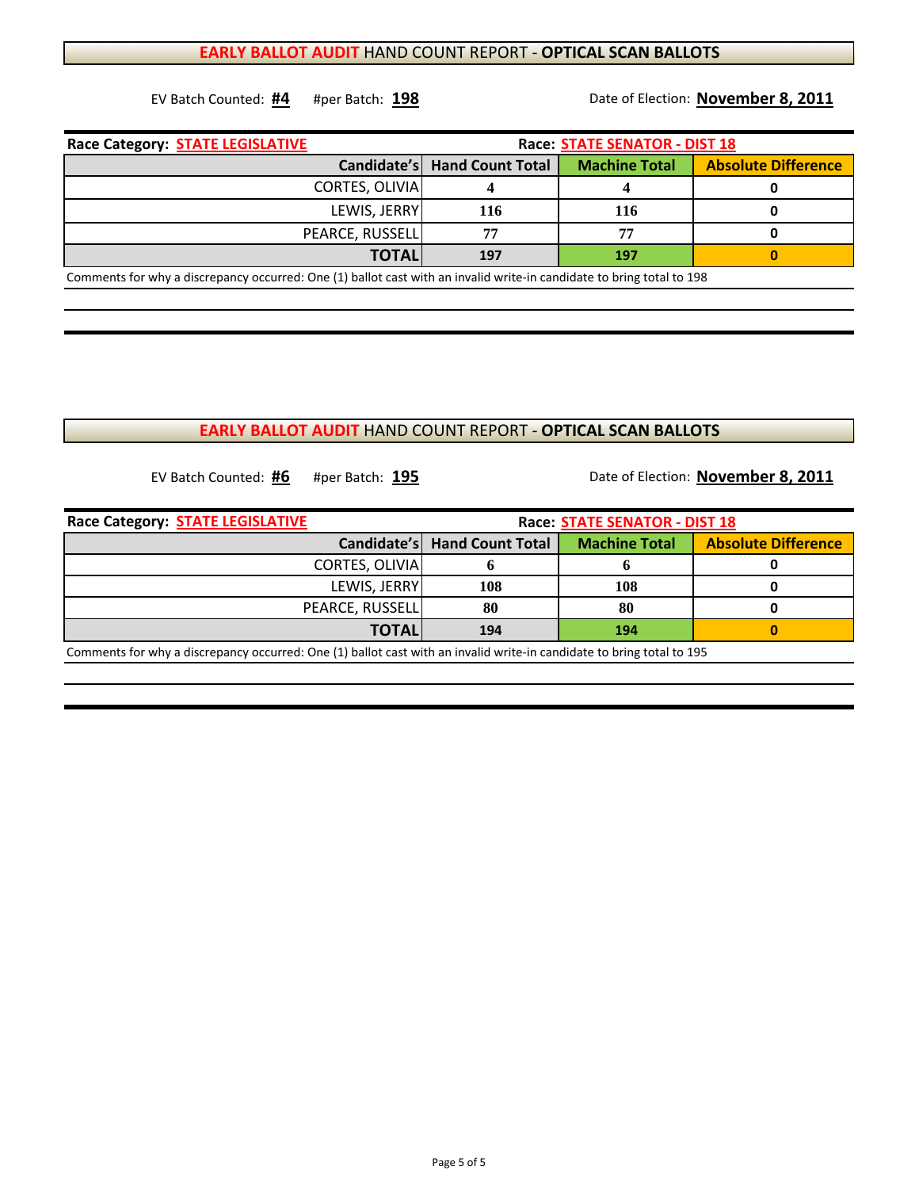## EARLY BALLOT AUDIT HAND COUNT REPORT - OPTICAL SCAN BALLOTS

EV Batch Counted: **#4** #per Batch: **198** Date of Election: **November 8, 2011**

**Race Category: STATE LEGISLATIVE** **Race: STATE SENATOR - DIST 18**

| Candidate's | Hand Count Total | Machine Total | Absolute Difference |
|---|---|---|---|
| CORTES, OLIVIA | 4 | 4 | 0 |
| LEWIS, JERRY | 116 | 116 | 0 |
| PEARCE, RUSSELL | 77 | 77 | 0 |
| **TOTAL** | 197 | 197 | 0 |

Comments for why a discrepancy occurred: One (1) ballot cast with an invalid write-in candidate to bring total to 198

## EARLY BALLOT AUDIT HAND COUNT REPORT - OPTICAL SCAN BALLOTS

EV Batch Counted: **#6** #per Batch: **195** Date of Election: **November 8, 2011**

**Race Category: STATE LEGISLATIVE** **Race: STATE SENATOR - DIST 18**

| Candidate's | Hand Count Total | Machine Total | Absolute Difference |
|---|---|---|---|
| CORTES, OLIVIA | 6 | 6 | 0 |
| LEWIS, JERRY | 108 | 108 | 0 |
| PEARCE, RUSSELL | 80 | 80 | 0 |
| **TOTAL** | 194 | 194 | 0 |

Comments for why a discrepancy occurred: One (1) ballot cast with an invalid write-in candidate to bring total to 195